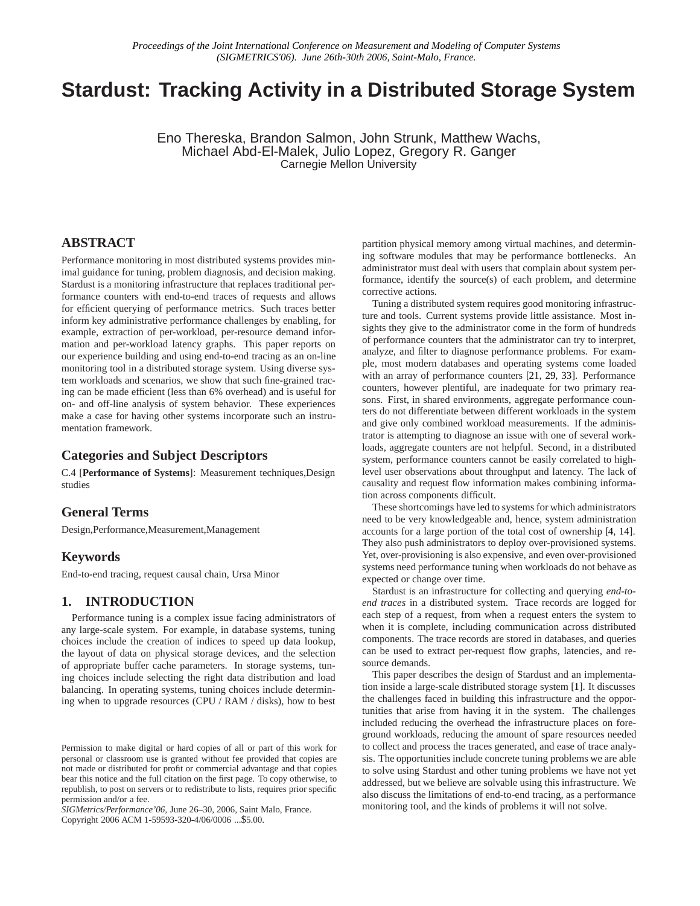Proceedings of the Joint International Conference on Measurement and Modeling of Computer Systems (SIGMETRICS'06). June 26th-30th 2006, Saint-Malo, France.

# Stardust: Tracking Activity in a Distributed Storage System

Eno Thereska, Brandon Salmon, John Strunk, Matthew Wachs, Michael Abd-El-Malek, Julio Lopez, Gregory R. Ganger
Carnegie Mellon University

## ABSTRACT

Performance monitoring in most distributed systems provides minimal guidance for tuning, problem diagnosis, and decision making. Stardust is a monitoring infrastructure that replaces traditional performance counters with end-to-end traces of requests and allows for efficient querying of performance metrics. Such traces better inform key administrative performance challenges by enabling, for example, extraction of per-workload, per-resource demand information and per-workload latency graphs. This paper reports on our experience building and using end-to-end tracing as an on-line monitoring tool in a distributed storage system. Using diverse system workloads and scenarios, we show that such fine-grained tracing can be made efficient (less than 6% overhead) and is useful for on- and off-line analysis of system behavior. These experiences make a case for having other systems incorporate such an instrumentation framework.

## Categories and Subject Descriptors

C.4 [**Performance of Systems**]: Measurement techniques,Design studies

## General Terms

Design,Performance,Measurement,Management

## Keywords

End-to-end tracing, request causal chain, Ursa Minor

## 1. INTRODUCTION

Performance tuning is a complex issue facing administrators of any large-scale system. For example, in database systems, tuning choices include the creation of indices to speed up data lookup, the layout of data on physical storage devices, and the selection of appropriate buffer cache parameters. In storage systems, tuning choices include selecting the right data distribution and load balancing. In operating systems, tuning choices include determining when to upgrade resources (CPU / RAM / disks), how to best partition physical memory among virtual machines, and determining software modules that may be performance bottlenecks. An administrator must deal with users that complain about system performance, identify the source(s) of each problem, and determine corrective actions.

Tuning a distributed system requires good monitoring infrastructure and tools. Current systems provide little assistance. Most insights they give to the administrator come in the form of hundreds of performance counters that the administrator can try to interpret, analyze, and filter to diagnose performance problems. For example, most modern databases and operating systems come loaded with an array of performance counters [21, 29, 33]. Performance counters, however plentiful, are inadequate for two primary reasons. First, in shared environments, aggregate performance counters do not differentiate between different workloads in the system and give only combined workload measurements. If the administrator is attempting to diagnose an issue with one of several workloads, aggregate counters are not helpful. Second, in a distributed system, performance counters cannot be easily correlated to high-level user observations about throughput and latency. The lack of causality and request flow information makes combining information across components difficult.

These shortcomings have led to systems for which administrators need to be very knowledgeable and, hence, system administration accounts for a large portion of the total cost of ownership [4, 14]. They also push administrators to deploy over-provisioned systems. Yet, over-provisioning is also expensive, and even over-provisioned systems need performance tuning when workloads do not behave as expected or change over time.

Stardust is an infrastructure for collecting and querying *end-to-end traces* in a distributed system. Trace records are logged for each step of a request, from when a request enters the system to when it is complete, including communication across distributed components. The trace records are stored in databases, and queries can be used to extract per-request flow graphs, latencies, and resource demands.

This paper describes the design of Stardust and an implementation inside a large-scale distributed storage system [1]. It discusses the challenges faced in building this infrastructure and the opportunities that arise from having it in the system. The challenges included reducing the overhead the infrastructure places on foreground workloads, reducing the amount of spare resources needed to collect and process the traces generated, and ease of trace analysis. The opportunities include concrete tuning problems we are able to solve using Stardust and other tuning problems we have not yet addressed, but we believe are solvable using this infrastructure. We also discuss the limitations of end-to-end tracing, as a performance monitoring tool, and the kinds of problems it will not solve.

Permission to make digital or hard copies of all or part of this work for personal or classroom use is granted without fee provided that copies are not made or distributed for profit or commercial advantage and that copies bear this notice and the full citation on the first page. To copy otherwise, to republish, to post on servers or to redistribute to lists, requires prior specific permission and/or a fee.
*SIGMetrics/Performance'06,* June 26–30, 2006, Saint Malo, France.
Copyright 2006 ACM 1-59593-320-4/06/0006 ...$5.00.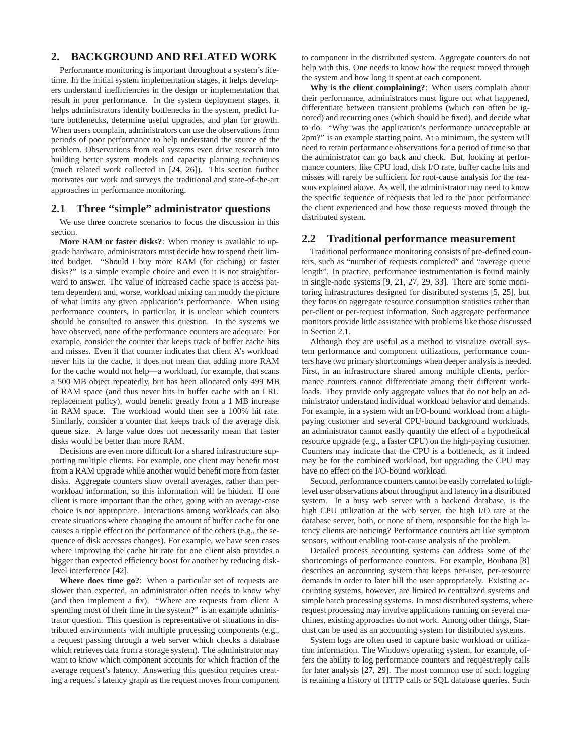## 2. BACKGROUND AND RELATED WORK

Performance monitoring is important throughout a system's lifetime. In the initial system implementation stages, it helps developers understand inefficiencies in the design or implementation that result in poor performance. In the system deployment stages, it helps administrators identify bottlenecks in the system, predict future bottlenecks, determine useful upgrades, and plan for growth. When users complain, administrators can use the observations from periods of poor performance to help understand the source of the problem. Observations from real systems even drive research into building better system models and capacity planning techniques (much related work collected in [24, 26]). This section further motivates our work and surveys the traditional and state-of-the-art approaches in performance monitoring.

### 2.1 Three "simple" administrator questions

We use three concrete scenarios to focus the discussion in this section.

**More RAM or faster disks?**: When money is available to upgrade hardware, administrators must decide how to spend their limited budget. "Should I buy more RAM (for caching) or faster disks?" is a simple example choice and even it is not straightforward to answer. The value of increased cache space is access pattern dependent and, worse, workload mixing can muddy the picture of what limits any given application's performance. When using performance counters, in particular, it is unclear which counters should be consulted to answer this question. In the systems we have observed, none of the performance counters are adequate. For example, consider the counter that keeps track of buffer cache hits and misses. Even if that counter indicates that client A's workload never hits in the cache, it does not mean that adding more RAM for the cache would not help—a workload, for example, that scans a 500 MB object repeatedly, but has been allocated only 499 MB of RAM space (and thus never hits in buffer cache with an LRU replacement policy), would benefit greatly from a 1 MB increase in RAM space. The workload would then see a 100% hit rate. Similarly, consider a counter that keeps track of the average disk queue size. A large value does not necessarily mean that faster disks would be better than more RAM.

Decisions are even more difficult for a shared infrastructure supporting multiple clients. For example, one client may benefit most from a RAM upgrade while another would benefit more from faster disks. Aggregate counters show overall averages, rather than per-workload information, so this information will be hidden. If one client is more important than the other, going with an average-case choice is not appropriate. Interactions among workloads can also create situations where changing the amount of buffer cache for one causes a ripple effect on the performance of the others (e.g., the sequence of disk accesses changes). For example, we have seen cases where improving the cache hit rate for one client also provides a bigger than expected efficiency boost for another by reducing disk-level interference [42].

**Where does time go?**: When a particular set of requests are slower than expected, an administrator often needs to know why (and then implement a fix). "Where are requests from client A spending most of their time in the system?" is an example administrator question. This question is representative of situations in distributed environments with multiple processing components (e.g., a request passing through a web server which checks a database which retrieves data from a storage system). The administrator may want to know which component accounts for which fraction of the average request's latency. Answering this question requires creating a request's latency graph as the request moves from component to component in the distributed system. Aggregate counters do not help with this. One needs to know how the request moved through the system and how long it spent at each component.

**Why is the client complaining?**: When users complain about their performance, administrators must figure out what happened, differentiate between transient problems (which can often be ignored) and recurring ones (which should be fixed), and decide what to do. "Why was the application's performance unacceptable at 2pm?" is an example starting point. At a minimum, the system will need to retain performance observations for a period of time so that the administrator can go back and check. But, looking at performance counters, like CPU load, disk I/O rate, buffer cache hits and misses will rarely be sufficient for root-cause analysis for the reasons explained above. As well, the administrator may need to know the specific sequence of requests that led to the poor performance the client experienced and how those requests moved through the distributed system.

### 2.2 Traditional performance measurement

Traditional performance monitoring consists of pre-defined counters, such as "number of requests completed" and "average queue length". In practice, performance instrumentation is found mainly in single-node systems [9, 21, 27, 29, 33]. There are some monitoring infrastructures designed for distributed systems [5, 25], but they focus on aggregate resource consumption statistics rather than per-client or per-request information. Such aggregate performance monitors provide little assistance with problems like those discussed in Section 2.1.

Although they are useful as a method to visualize overall system performance and component utilizations, performance counters have two primary shortcomings when deeper analysis is needed. First, in an infrastructure shared among multiple clients, performance counters cannot differentiate among their different workloads. They provide only aggregate values that do not help an administrator understand individual workload behavior and demands. For example, in a system with an I/O-bound workload from a high-paying customer and several CPU-bound background workloads, an administrator cannot easily quantify the effect of a hypothetical resource upgrade (e.g., a faster CPU) on the high-paying customer. Counters may indicate that the CPU is a bottleneck, as it indeed may be for the combined workload, but upgrading the CPU may have no effect on the I/O-bound workload.

Second, performance counters cannot be easily correlated to high-level user observations about throughput and latency in a distributed system. In a busy web server with a backend database, is the high CPU utilization at the web server, the high I/O rate at the database server, both, or none of them, responsible for the high latency clients are noticing? Performance counters act like symptom sensors, without enabling root-cause analysis of the problem.

Detailed process accounting systems can address some of the shortcomings of performance counters. For example, Bouhana [8] describes an accounting system that keeps per-user, per-resource demands in order to later bill the user appropriately. Existing accounting systems, however, are limited to centralized systems and simple batch processing systems. In most distributed systems, where request processing may involve applications running on several machines, existing approaches do not work. Among other things, Stardust can be used as an accounting system for distributed systems.

System logs are often used to capture basic workload or utilization information. The Windows operating system, for example, offers the ability to log performance counters and request/reply calls for later analysis [27, 29]. The most common use of such logging is retaining a history of HTTP calls or SQL database queries. Such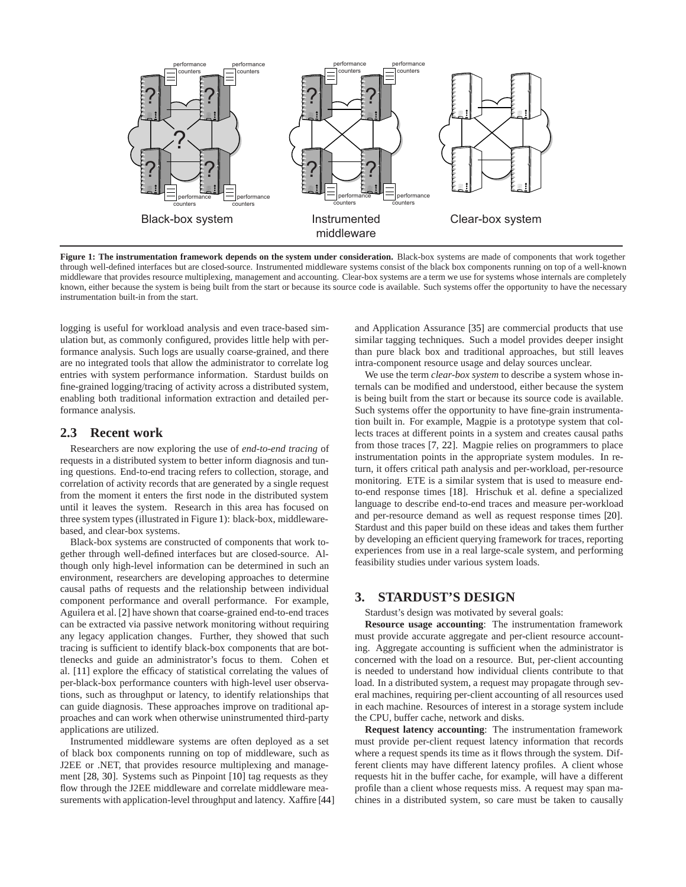**Figure 1: The instrumentation framework depends on the system under consideration.** Black-box systems are made of components that work together through well-defined interfaces but are closed-source. Instrumented middleware systems consist of the black box components running on top of a well-known middleware that provides resource multiplexing, management and accounting. Clear-box systems are a term we use for systems whose internals are completely known, either because the system is being built from the start or because its source code is available. Such systems offer the opportunity to have the necessary instrumentation built-in from the start.

logging is useful for workload analysis and even trace-based simulation but, as commonly configured, provides little help with performance analysis. Such logs are usually coarse-grained, and there are no integrated tools that allow the administrator to correlate log entries with system performance information. Stardust builds on fine-grained logging/tracing of activity across a distributed system, enabling both traditional information extraction and detailed performance analysis.

## 2.3 Recent work

Researchers are now exploring the use of *end-to-end tracing* of requests in a distributed system to better inform diagnosis and tuning questions. End-to-end tracing refers to collection, storage, and correlation of activity records that are generated by a single request from the moment it enters the first node in the distributed system until it leaves the system. Research in this area has focused on three system types (illustrated in Figure 1): black-box, middleware-based, and clear-box systems.

Black-box systems are constructed of components that work together through well-defined interfaces but are closed-source. Although only high-level information can be determined in such an environment, researchers are developing approaches to determine causal paths of requests and the relationship between individual component performance and overall performance. For example, Aguilera et al. [2] have shown that coarse-grained end-to-end traces can be extracted via passive network monitoring without requiring any legacy application changes. Further, they showed that such tracing is sufficient to identify black-box components that are bottlenecks and guide an administrator's focus to them. Cohen et al. [11] explore the efficacy of statistical correlating the values of per-black-box performance counters with high-level user observations, such as throughput or latency, to identify relationships that can guide diagnosis. These approaches improve on traditional approaches and can work when otherwise uninstrumented third-party applications are utilized.

Instrumented middleware systems are often deployed as a set of black box components running on top of middleware, such as J2EE or .NET, that provides resource multiplexing and management [28, 30]. Systems such as Pinpoint [10] tag requests as they flow through the J2EE middleware and correlate middleware measurements with application-level throughput and latency. Xaffire [44] and Application Assurance [35] are commercial products that use similar tagging techniques. Such a model provides deeper insight than pure black box and traditional approaches, but still leaves intra-component resource usage and delay sources unclear.

We use the term *clear-box system* to describe a system whose internals can be modified and understood, either because the system is being built from the start or because its source code is available. Such systems offer the opportunity to have fine-grain instrumentation built in. For example, Magpie is a prototype system that collects traces at different points in a system and creates causal paths from those traces [7, 22]. Magpie relies on programmers to place instrumentation points in the appropriate system modules. In return, it offers critical path analysis and per-workload, per-resource monitoring. ETE is a similar system that is used to measure end-to-end response times [18]. Hrischuk et al. define a specialized language to describe end-to-end traces and measure per-workload and per-resource demand as well as request response times [20]. Stardust and this paper build on these ideas and takes them further by developing an efficient querying framework for traces, reporting experiences from use in a real large-scale system, and performing feasibility studies under various system loads.

# 3. STARDUST'S DESIGN

Stardust's design was motivated by several goals:

**Resource usage accounting**: The instrumentation framework must provide accurate aggregate and per-client resource accounting. Aggregate accounting is sufficient when the administrator is concerned with the load on a resource. But, per-client accounting is needed to understand how individual clients contribute to that load. In a distributed system, a request may propagate through several machines, requiring per-client accounting of all resources used in each machine. Resources of interest in a storage system include the CPU, buffer cache, network and disks.

**Request latency accounting**: The instrumentation framework must provide per-client request latency information that records where a request spends its time as it flows through the system. Different clients may have different latency profiles. A client whose requests hit in the buffer cache, for example, will have a different profile than a client whose requests miss. A request may span machines in a distributed system, so care must be taken to causally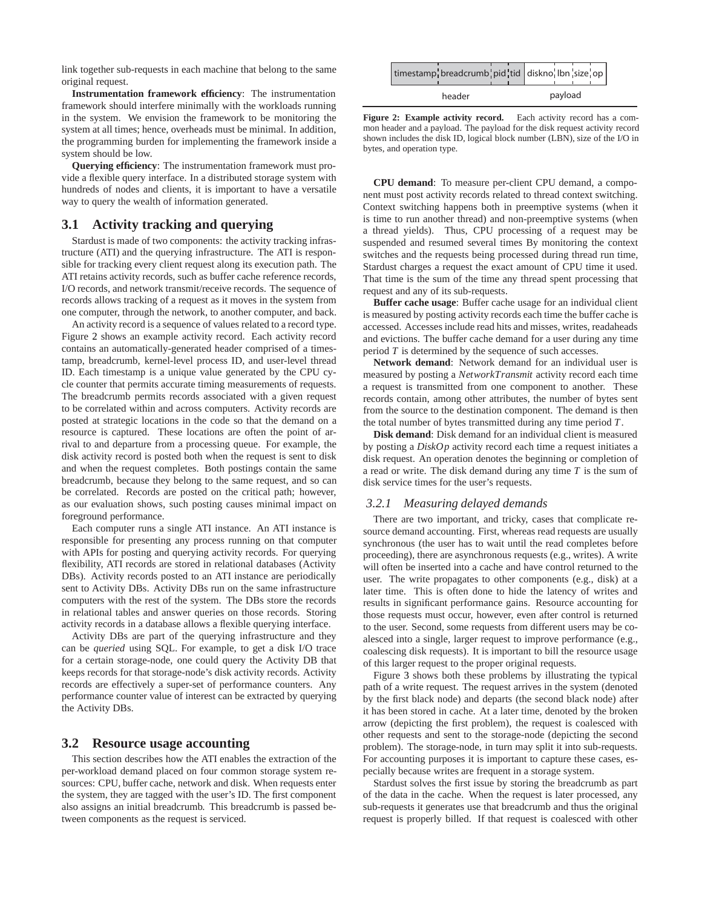link together sub-requests in each machine that belong to the same original request.

**Instrumentation framework efficiency**: The instrumentation framework should interfere minimally with the workloads running in the system. We envision the framework to be monitoring the system at all times; hence, overheads must be minimal. In addition, the programming burden for implementing the framework inside a system should be low.

**Querying efficiency**: The instrumentation framework must provide a flexible query interface. In a distributed storage system with hundreds of nodes and clients, it is important to have a versatile way to query the wealth of information generated.

## 3.1 Activity tracking and querying

Stardust is made of two components: the activity tracking infrastructure (ATI) and the querying infrastructure. The ATI is responsible for tracking every client request along its execution path. The ATI retains activity records, such as buffer cache reference records, I/O records, and network transmit/receive records. The sequence of records allows tracking of a request as it moves in the system from one computer, through the network, to another computer, and back.

An activity record is a sequence of values related to a record type. Figure 2 shows an example activity record. Each activity record contains an automatically-generated header comprised of a timestamp, breadcrumb, kernel-level process ID, and user-level thread ID. Each timestamp is a unique value generated by the CPU cycle counter that permits accurate timing measurements of requests. The breadcrumb permits records associated with a given request to be correlated within and across computers. Activity records are posted at strategic locations in the code so that the demand on a resource is captured. These locations are often the point of arrival to and departure from a processing queue. For example, the disk activity record is posted both when the request is sent to disk and when the request completes. Both postings contain the same breadcrumb, because they belong to the same request, and so can be correlated. Records are posted on the critical path; however, as our evaluation shows, such posting causes minimal impact on foreground performance.

Each computer runs a single ATI instance. An ATI instance is responsible for presenting any process running on that computer with APIs for posting and querying activity records. For querying flexibility, ATI records are stored in relational databases (Activity DBs). Activity records posted to an ATI instance are periodically sent to Activity DBs. Activity DBs run on the same infrastructure computers with the rest of the system. The DBs store the records in relational tables and answer queries on those records. Storing activity records in a database allows a flexible querying interface.

Activity DBs are part of the querying infrastructure and they can be *queried* using SQL. For example, to get a disk I/O trace for a certain storage-node, one could query the Activity DB that keeps records for that storage-node's disk activity records. Activity records are effectively a super-set of performance counters. Any performance counter value of interest can be extracted by querying the Activity DBs.

## 3.2 Resource usage accounting

This section describes how the ATI enables the extraction of the per-workload demand placed on four common storage system resources: CPU, buffer cache, network and disk. When requests enter the system, they are tagged with the user's ID. The first component also assigns an initial breadcrumb. This breadcrumb is passed between components as the request is serviced.

| timestamp | breadcrumb | pid | tid | diskno | lbn | size | op |
|---|---|---|---|---|---|---|---|
| header | | | | payload | | | |

**Figure 2: Example activity record.** Each activity record has a common header and a payload. The payload for the disk request activity record shown includes the disk ID, logical block number (LBN), size of the I/O in bytes, and operation type.

**CPU demand**: To measure per-client CPU demand, a component must post activity records related to thread context switching. Context switching happens both in preemptive systems (when it is time to run another thread) and non-preemptive systems (when a thread yields). Thus, CPU processing of a request may be suspended and resumed several times By monitoring the context switches and the requests being processed during thread run time, Stardust charges a request the exact amount of CPU time it used. That time is the sum of the time any thread spent processing that request and any of its sub-requests.

**Buffer cache usage**: Buffer cache usage for an individual client is measured by posting activity records each time the buffer cache is accessed. Accesses include read hits and misses, writes, readaheads and evictions. The buffer cache demand for a user during any time period $T$ is determined by the sequence of such accesses.

**Network demand**: Network demand for an individual user is measured by posting a *NetworkTransmit* activity record each time a request is transmitted from one component to another. These records contain, among other attributes, the number of bytes sent from the source to the destination component. The demand is then the total number of bytes transmitted during any time period $T$.

**Disk demand**: Disk demand for an individual client is measured by posting a *DiskOp* activity record each time a request initiates a disk request. An operation denotes the beginning or completion of a read or write. The disk demand during any time $T$ is the sum of disk service times for the user's requests.

### 3.2.1 Measuring delayed demands

There are two important, and tricky, cases that complicate resource demand accounting. First, whereas read requests are usually synchronous (the user has to wait until the read completes before proceeding), there are asynchronous requests (e.g., writes). A write will often be inserted into a cache and have control returned to the user. The write propagates to other components (e.g., disk) at a later time. This is often done to hide the latency of writes and results in significant performance gains. Resource accounting for those requests must occur, however, even after control is returned to the user. Second, some requests from different users may be coalesced into a single, larger request to improve performance (e.g., coalescing disk requests). It is important to bill the resource usage of this larger request to the proper original requests.

Figure 3 shows both these problems by illustrating the typical path of a write request. The request arrives in the system (denoted by the first black node) and departs (the second black node) after it has been stored in cache. At a later time, denoted by the broken arrow (depicting the first problem), the request is coalesced with other requests and sent to the storage-node (depicting the second problem). The storage-node, in turn may split it into sub-requests. For accounting purposes it is important to capture these cases, especially because writes are frequent in a storage system.

Stardust solves the first issue by storing the breadcrumb as part of the data in the cache. When the request is later processed, any sub-requests it generates use that breadcrumb and thus the original request is properly billed. If that request is coalesced with other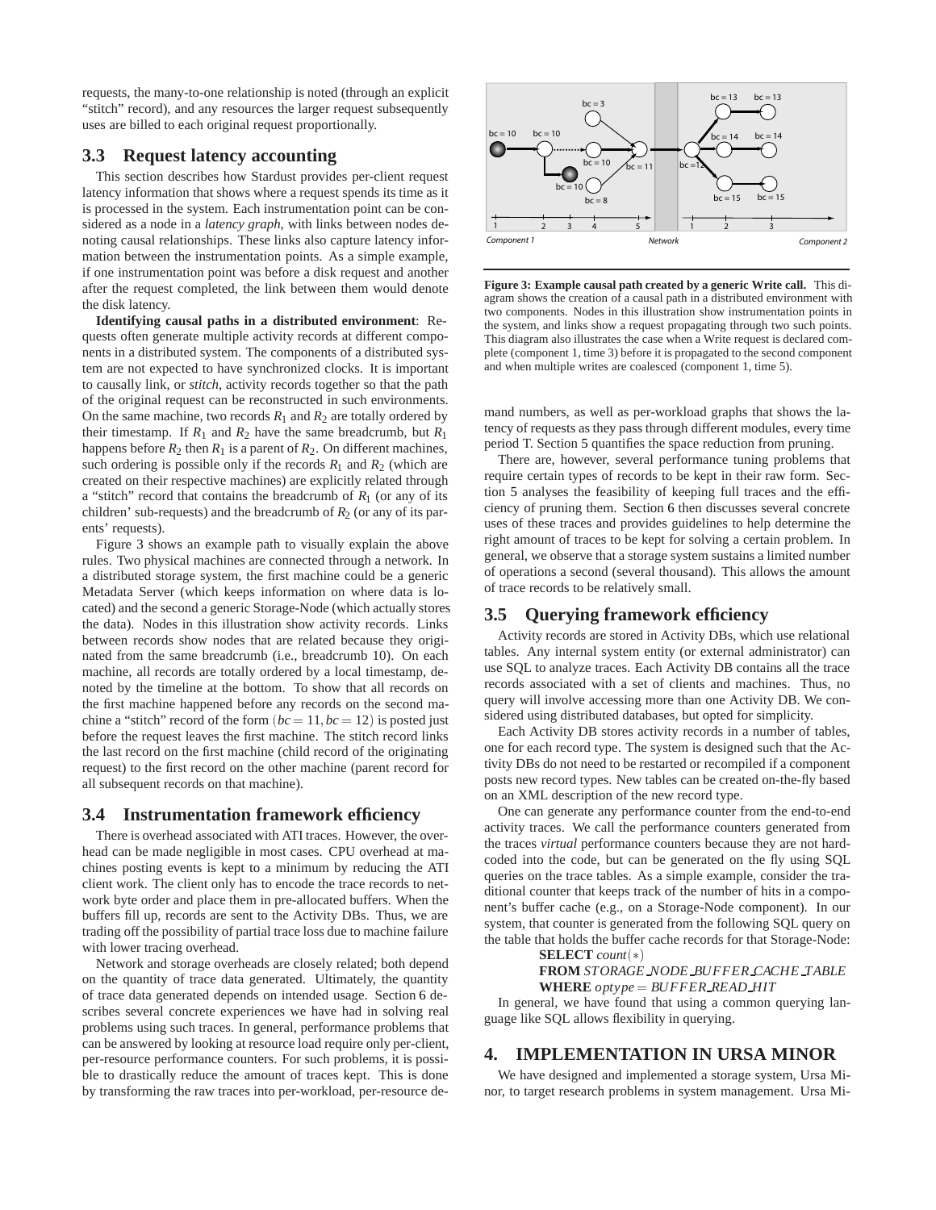requests, the many-to-one relationship is noted (through an explicit "stitch" record), and any resources the larger request subsequently uses are billed to each original request proportionally.

## 3.3 Request latency accounting

This section describes how Stardust provides per-client request latency information that shows where a request spends its time as it is processed in the system. Each instrumentation point can be considered as a node in a *latency graph*, with links between nodes denoting causal relationships. These links also capture latency information between the instrumentation points. As a simple example, if one instrumentation point was before a disk request and another after the request completed, the link between them would denote the disk latency.

**Identifying causal paths in a distributed environment**: Requests often generate multiple activity records at different components in a distributed system. The components of a distributed system are not expected to have synchronized clocks. It is important to causally link, or *stitch*, activity records together so that the path of the original request can be reconstructed in such environments. On the same machine, two records $R_1$ and $R_2$ are totally ordered by their timestamp. If $R_1$ and $R_2$ have the same breadcrumb, but $R_1$ happens before $R_2$ then $R_1$ is a parent of $R_2$. On different machines, such ordering is possible only if the records $R_1$ and $R_2$ (which are created on their respective machines) are explicitly related through a "stitch" record that contains the breadcrumb of $R_1$ (or any of its children' sub-requests) and the breadcrumb of $R_2$ (or any of its parents' requests).

Figure 3 shows an example path to visually explain the above rules. Two physical machines are connected through a network. In a distributed storage system, the first machine could be a generic Metadata Server (which keeps information on where data is located) and the second a generic Storage-Node (which actually stores the data). Nodes in this illustration show activity records. Links between records show nodes that are related because they originated from the same breadcrumb (i.e., breadcrumb 10). On each machine, all records are totally ordered by a local timestamp, denoted by the timeline at the bottom. To show that all records on the first machine happened before any records on the second machine a "stitch" record of the form $(bc = 11, bc = 12)$ is posted just before the request leaves the first machine. The stitch record links the last record on the first machine (child record of the originating request) to the first record on the other machine (parent record for all subsequent records on that machine).

**Figure 3: Example causal path created by a generic Write call.** This diagram shows the creation of a causal path in a distributed environment with two components. Nodes in this illustration show instrumentation points in the system, and links show a request propagating through two such points. This diagram also illustrates the case when a Write request is declared complete (component 1, time 3) before it is propagated to the second component and when multiple writes are coalesced (component 1, time 5).

## 3.4 Instrumentation framework efficiency

There is overhead associated with ATI traces. However, the overhead can be made negligible in most cases. CPU overhead at machines posting events is kept to a minimum by reducing the ATI client work. The client only has to encode the trace records to network byte order and place them in pre-allocated buffers. When the buffers fill up, records are sent to the Activity DBs. Thus, we are trading off the possibility of partial trace loss due to machine failure with lower tracing overhead.

Network and storage overheads are closely related; both depend on the quantity of trace data generated. Ultimately, the quantity of trace data generated depends on intended usage. Section 6 describes several concrete experiences we have had in solving real problems using such traces. In general, performance problems that can be answered by looking at resource load require only per-client, per-resource performance counters. For such problems, it is possible to drastically reduce the amount of traces kept. This is done by transforming the raw traces into per-workload, per-resource demand numbers, as well as per-workload graphs that shows the latency of requests as they pass through different modules, every time period T. Section 5 quantifies the space reduction from pruning.

There are, however, several performance tuning problems that require certain types of records to be kept in their raw form. Section 5 analyses the feasibility of keeping full traces and the efficiency of pruning them. Section 6 then discusses several concrete uses of these traces and provides guidelines to help determine the right amount of traces to be kept for solving a certain problem. In general, we observe that a storage system sustains a limited number of operations a second (several thousand). This allows the amount of trace records to be relatively small.

## 3.5 Querying framework efficiency

Activity records are stored in Activity DBs, which use relational tables. Any internal system entity (or external administrator) can use SQL to analyze traces. Each Activity DB contains all the trace records associated with a set of clients and machines. Thus, no query will involve accessing more than one Activity DB. We considered using distributed databases, but opted for simplicity.

Each Activity DB stores activity records in a number of tables, one for each record type. The system is designed such that the Activity DBs do not need to be restarted or recompiled if a component posts new record types. New tables can be created on-the-fly based on an XML description of the new record type.

One can generate any performance counter from the end-to-end activity traces. We call the performance counters generated from the traces *virtual* performance counters because they are not hard-coded into the code, but can be generated on the fly using SQL queries on the trace tables. As a simple example, consider the traditional counter that keeps track of the number of hits in a component's buffer cache (e.g., on a Storage-Node component). In our system, that counter is generated from the following SQL query on the table that holds the buffer cache records for that Storage-Node:

**SELECT** *count*(∗)
**FROM** *STORAGE_NODE_BUFFER_CACHE_TABLE*
**WHERE** *optype* = *BUFFER_READ_HIT*

In general, we have found that using a common querying language like SQL allows flexibility in querying.

# 4. IMPLEMENTATION IN URSA MINOR

We have designed and implemented a storage system, Ursa Minor, to target research problems in system management. Ursa Mi-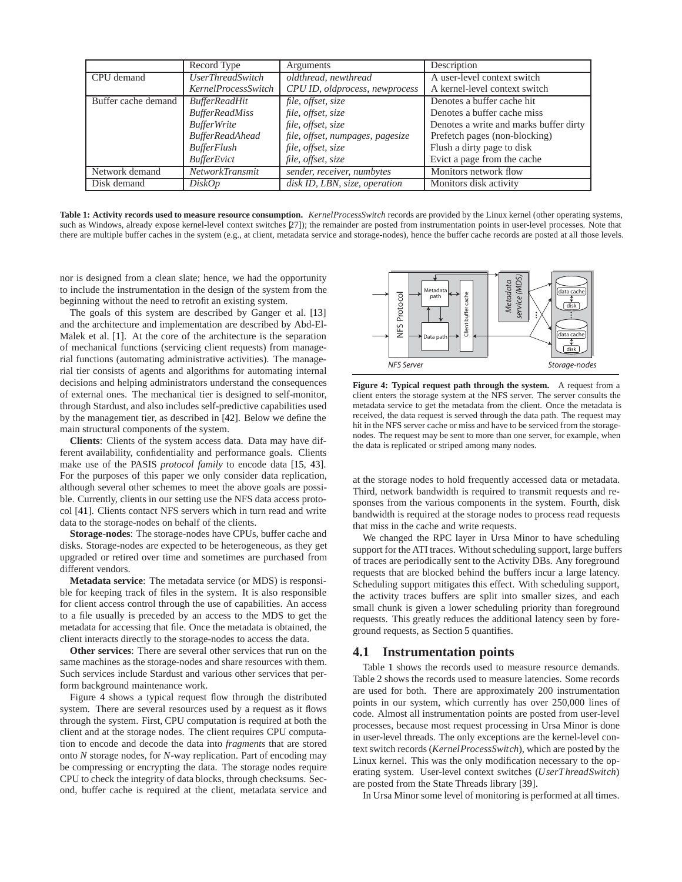| | Record Type | Arguments | Description |
|---|---|---|---|
| CPU demand | *UserThreadSwitch* | *oldthread, newthread* | A user-level context switch |
| | *KernelProcessSwitch* | *CPU ID, oldprocess, newprocess* | A kernel-level context switch |
| Buffer cache demand | *BufferReadHit* | *file, offset, size* | Denotes a buffer cache hit |
| | *BufferReadMiss* | *file, offset, size* | Denotes a buffer cache miss |
| | *BufferWrite* | *file, offset, size* | Denotes a write and marks buffer dirty |
| | *BufferReadAhead* | *file, offset, numpages, pagesize* | Prefetch pages (non-blocking) |
| | *BufferFlush* | *file, offset, size* | Flush a dirty page to disk |
| | *BufferEvict* | *file, offset, size* | Evict a page from the cache |
| Network demand | *NetworkTransmit* | *sender, receiver, numbytes* | Monitors network flow |
| Disk demand | *DiskOp* | *disk ID, LBN, size, operation* | Monitors disk activity |

**Table 1: Activity records used to measure resource consumption.** *KernelProcessSwitch* records are provided by the Linux kernel (other operating systems, such as Windows, already expose kernel-level context switches [27]); the remainder are posted from instrumentation points in user-level processes. Note that there are multiple buffer caches in the system (e.g., at client, metadata service and storage-nodes), hence the buffer cache records are posted at all those levels.

nor is designed from a clean slate; hence, we had the opportunity to include the instrumentation in the design of the system from the beginning without the need to retrofit an existing system.

The goals of this system are described by Ganger et al. [13] and the architecture and implementation are described by Abd-El-Malek et al. [1]. At the core of the architecture is the separation of mechanical functions (servicing client requests) from managerial functions (automating administrative activities). The managerial tier consists of agents and algorithms for automating internal decisions and helping administrators understand the consequences of external ones. The mechanical tier is designed to self-monitor, through Stardust, and also includes self-predictive capabilities used by the management tier, as described in [42]. Below we define the main structural components of the system.

**Clients**: Clients of the system access data. Data may have different availability, confidentiality and performance goals. Clients make use of the PASIS *protocol family* to encode data [15, 43]. For the purposes of this paper we only consider data replication, although several other schemes to meet the above goals are possible. Currently, clients in our setting use the NFS data access protocol [41]. Clients contact NFS servers which in turn read and write data to the storage-nodes on behalf of the clients.

**Storage-nodes**: The storage-nodes have CPUs, buffer cache and disks. Storage-nodes are expected to be heterogeneous, as they get upgraded or retired over time and sometimes are purchased from different vendors.

**Metadata service**: The metadata service (or MDS) is responsible for keeping track of files in the system. It is also responsible for client access control through the use of capabilities. An access to a file usually is preceded by an access to the MDS to get the metadata for accessing that file. Once the metadata is obtained, the client interacts directly to the storage-nodes to access the data.

**Other services**: There are several other services that run on the same machines as the storage-nodes and share resources with them. Such services include Stardust and various other services that perform background maintenance work.

Figure 4 shows a typical request flow through the distributed system. There are several resources used by a request as it flows through the system. First, CPU computation is required at both the client and at the storage nodes. The client requires CPU computation to encode and decode the data into *fragments* that are stored onto *N* storage nodes, for *N*-way replication. Part of encoding may be compressing or encrypting the data. The storage nodes require CPU to check the integrity of data blocks, through checksums. Second, buffer cache is required at the client, metadata service and at the storage nodes to hold frequently accessed data or metadata. Third, network bandwidth is required to transmit requests and responses from the various components in the system. Fourth, disk bandwidth is required at the storage nodes to process read requests that miss in the cache and write requests.

**Figure 4: Typical request path through the system.** A request from a client enters the storage system at the NFS server. The server consults the metadata service to get the metadata from the client. Once the metadata is received, the data request is served through the data path. The request may hit in the NFS server cache or miss and have to be serviced from the storage-nodes. The request may be sent to more than one server, for example, when the data is replicated or striped among many nodes.

We changed the RPC layer in Ursa Minor to have scheduling support for the ATI traces. Without scheduling support, large buffers of traces are periodically sent to the Activity DBs. Any foreground requests that are blocked behind the buffers incur a large latency. Scheduling support mitigates this effect. With scheduling support, the activity traces buffers are split into smaller sizes, and each small chunk is given a lower scheduling priority than foreground requests. This greatly reduces the additional latency seen by foreground requests, as Section 5 quantifies.

## 4.1 Instrumentation points

Table 1 shows the records used to measure resource demands. Table 2 shows the records used to measure latencies. Some records are used for both. There are approximately 200 instrumentation points in our system, which currently has over 250,000 lines of code. Almost all instrumentation points are posted from user-level processes, because most request processing in Ursa Minor is done in user-level threads. The only exceptions are the kernel-level context switch records (*KernelProcessSwitch*), which are posted by the Linux kernel. This was the only modification necessary to the operating system. User-level context switches (*UserThreadSwitch*) are posted from the State Threads library [39].

In Ursa Minor some level of monitoring is performed at all times.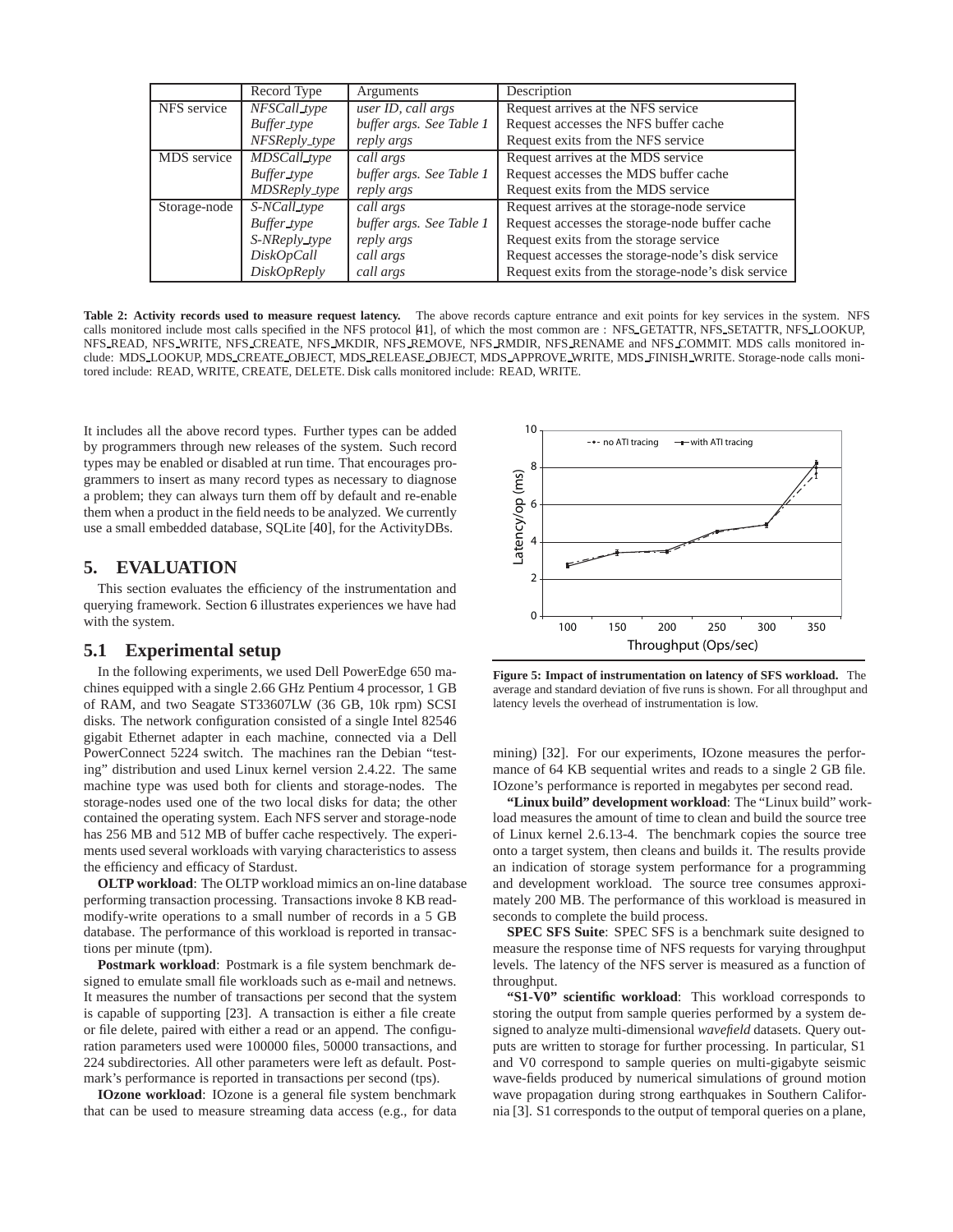|  | Record Type | Arguments | Description |
| --- | --- | --- | --- |
| NFS service | *NFSCall_type* | *user ID, call args* | Request arrives at the NFS service |
|  | *Buffer_type* | *buffer args. See Table 1* | Request accesses the NFS buffer cache |
|  | *NFSReply_type* | *reply args* | Request exits from the NFS service |
| MDS service | *MDSCall_type* | *call args* | Request arrives at the MDS service |
|  | *Buffer_type* | *buffer args. See Table 1* | Request accesses the MDS buffer cache |
|  | *MDSReply_type* | *reply args* | Request exits from the MDS service |
| Storage-node | *S-NCall_type* | *call args* | Request arrives at the storage-node service |
|  | *Buffer_type* | *buffer args. See Table 1* | Request accesses the storage-node buffer cache |
|  | *S-NReply_type* | *reply args* | Request exits from the storage service |
|  | *DiskOpCall* | *call args* | Request accesses the storage-node's disk service |
|  | *DiskOpReply* | *call args* | Request exits from the storage-node's disk service |

**Table 2: Activity records used to measure request latency.** The above records capture entrance and exit points for key services in the system. NFS calls monitored include most calls specified in the NFS protocol [41], of which the most common are : NFS_GETATTR, NFS_SETATTR, NFS_LOOKUP, NFS_READ, NFS_WRITE, NFS_CREATE, NFS_MKDIR, NFS_REMOVE, NFS_RMDIR, NFS_RENAME and NFS_COMMIT. MDS calls monitored include: MDS_LOOKUP, MDS_CREATE_OBJECT, MDS_RELEASE_OBJECT, MDS_APPROVE_WRITE, MDS_FINISH_WRITE. Storage-node calls monitored include: READ, WRITE, CREATE, DELETE. Disk calls monitored include: READ, WRITE.

It includes all the above record types. Further types can be added by programmers through new releases of the system. Such record types may be enabled or disabled at run time. That encourages programmers to insert as many record types as necessary to diagnose a problem; they can always turn them off by default and re-enable them when a product in the field needs to be analyzed. We currently use a small embedded database, SQLite [40], for the ActivityDBs.

## 5. EVALUATION

This section evaluates the efficiency of the instrumentation and querying framework. Section 6 illustrates experiences we have had with the system.

### 5.1 Experimental setup

In the following experiments, we used Dell PowerEdge 650 machines equipped with a single 2.66 GHz Pentium 4 processor, 1 GB of RAM, and two Seagate ST33607LW (36 GB, 10k rpm) SCSI disks. The network configuration consisted of a single Intel 82546 gigabit Ethernet adapter in each machine, connected via a Dell PowerConnect 5224 switch. The machines ran the Debian "testing" distribution and used Linux kernel version 2.4.22. The same machine type was used both for clients and storage-nodes. The storage-nodes used one of the two local disks for data; the other contained the operating system. Each NFS server and storage-node has 256 MB and 512 MB of buffer cache respectively. The experiments used several workloads with varying characteristics to assess the efficiency and efficacy of Stardust.

**OLTP workload**: The OLTP workload mimics an on-line database performing transaction processing. Transactions invoke 8 KB read-modify-write operations to a small number of records in a 5 GB database. The performance of this workload is reported in transactions per minute (tpm).

**Postmark workload**: Postmark is a file system benchmark designed to emulate small file workloads such as e-mail and netnews. It measures the number of transactions per second that the system is capable of supporting [23]. A transaction is either a file create or file delete, paired with either a read or an append. The configuration parameters used were 100000 files, 50000 transactions, and 224 subdirectories. All other parameters were left as default. Postmark's performance is reported in transactions per second (tps).

**IOzone workload**: IOzone is a general file system benchmark that can be used to measure streaming data access (e.g., for data mining) [32]. For our experiments, IOzone measures the performance of 64 KB sequential writes and reads to a single 2 GB file. IOzone's performance is reported in megabytes per second read.

**Figure 5: Impact of instrumentation on latency of SFS workload.** The average and standard deviation of five runs is shown. For all throughput and latency levels the overhead of instrumentation is low.

**"Linux build" development workload**: The "Linux build" workload measures the amount of time to clean and build the source tree of Linux kernel 2.6.13-4. The benchmark copies the source tree onto a target system, then cleans and builds it. The results provide an indication of storage system performance for a programming and development workload. The source tree consumes approximately 200 MB. The performance of this workload is measured in seconds to complete the build process.

**SPEC SFS Suite**: SPEC SFS is a benchmark suite designed to measure the response time of NFS requests for varying throughput levels. The latency of the NFS server is measured as a function of throughput.

**"S1-V0" scientific workload**: This workload corresponds to storing the output from sample queries performed by a system designed to analyze multi-dimensional *wavefield* datasets. Query outputs are written to storage for further processing. In particular, S1 and V0 correspond to sample queries on multi-gigabyte seismic wave-fields produced by numerical simulations of ground motion wave propagation during strong earthquakes in Southern California [3]. S1 corresponds to the output of temporal queries on a plane,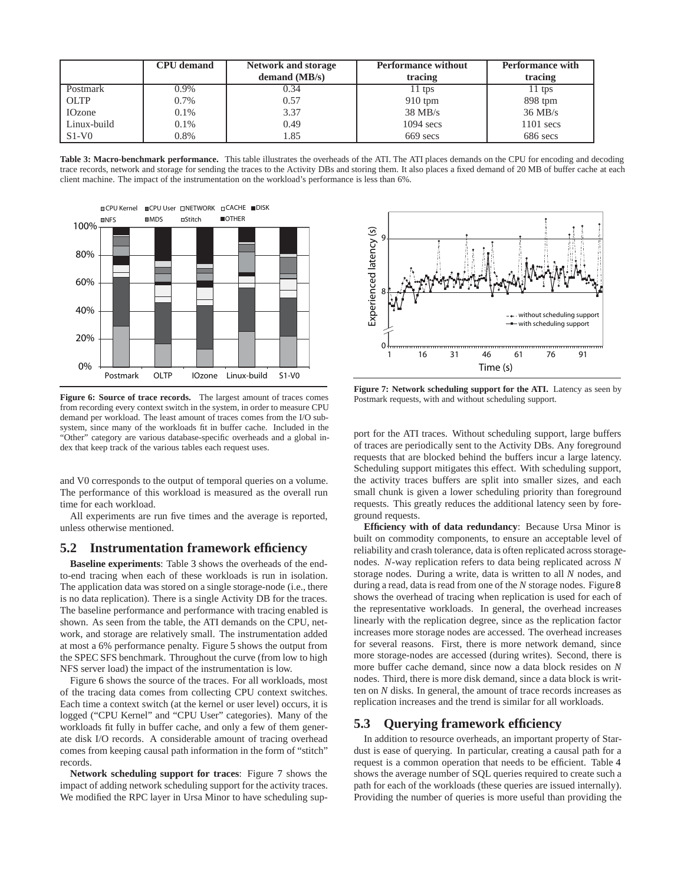|  | CPU demand | Network and storage demand (MB/s) | Performance without tracing | Performance with tracing |
|---|---|---|---|---|
| Postmark | 0.9% | 0.34 | 11 tps | 11 tps |
| OLTP | 0.7% | 0.57 | 910 tpm | 898 tpm |
| IOzone | 0.1% | 3.37 | 38 MB/s | 36 MB/s |
| Linux-build | 0.1% | 0.49 | 1094 secs | 1101 secs |
| S1-V0 | 0.8% | 1.85 | 669 secs | 686 secs |

**Table 3: Macro-benchmark performance.** This table illustrates the overheads of the ATI. The ATI places demands on the CPU for encoding and decoding trace records, network and storage for sending the traces to the Activity DBs and storing them. It also places a fixed demand of 20 MB of buffer cache at each client machine. The impact of the instrumentation on the workload's performance is less than 6%.

**Figure 6: Source of trace records.** The largest amount of traces comes from recording every context switch in the system, in order to measure CPU demand per workload. The least amount of traces comes from the I/O subsystem, since many of the workloads fit in buffer cache. Included in the "Other" category are various database-specific overheads and a global index that keep track of the various tables each request uses.

**Figure 7: Network scheduling support for the ATI.** Latency as seen by Postmark requests, with and without scheduling support.

and V0 corresponds to the output of temporal queries on a volume. The performance of this workload is measured as the overall run time for each workload.

All experiments are run five times and the average is reported, unless otherwise mentioned.

## 5.2 Instrumentation framework efficiency

**Baseline experiments**: Table 3 shows the overheads of the end-to-end tracing when each of these workloads is run in isolation. The application data was stored on a single storage-node (i.e., there is no data replication). There is a single Activity DB for the traces. The baseline performance and performance with tracing enabled is shown. As seen from the table, the ATI demands on the CPU, network, and storage are relatively small. The instrumentation added at most a 6% performance penalty. Figure 5 shows the output from the SPEC SFS benchmark. Throughout the curve (from low to high NFS server load) the impact of the instrumentation is low.

Figure 6 shows the source of the traces. For all workloads, most of the tracing data comes from collecting CPU context switches. Each time a context switch (at the kernel or user level) occurs, it is logged ("CPU Kernel" and "CPU User" categories). Many of the workloads fit fully in buffer cache, and only a few of them generate disk I/O records. A considerable amount of tracing overhead comes from keeping causal path information in the form of "stitch" records.

**Network scheduling support for traces**: Figure 7 shows the impact of adding network scheduling support for the activity traces. We modified the RPC layer in Ursa Minor to have scheduling support for the ATI traces. Without scheduling support, large buffers of traces are periodically sent to the Activity DBs. Any foreground requests that are blocked behind the buffers incur a large latency. Scheduling support mitigates this effect. With scheduling support, the activity traces buffers are split into smaller sizes, and each small chunk is given a lower scheduling priority than foreground requests. This greatly reduces the additional latency seen by foreground requests.

**Efficiency with of data redundancy**: Because Ursa Minor is built on commodity components, to ensure an acceptable level of reliability and crash tolerance, data is often replicated across storage-nodes. *N*-way replication refers to data being replicated across *N* storage nodes. During a write, data is written to all *N* nodes, and during a read, data is read from one of the *N* storage nodes. Figure 8 shows the overhead of tracing when replication is used for each of the representative workloads. In general, the overhead increases linearly with the replication degree, since as the replication factor increases more storage nodes are accessed. The overhead increases for several reasons. First, there is more network demand, since more storage-nodes are accessed (during writes). Second, there is more buffer cache demand, since now a data block resides on *N* nodes. Third, there is more disk demand, since a data block is written on *N* disks. In general, the amount of trace records increases as replication increases and the trend is similar for all workloads.

## 5.3 Querying framework efficiency

In addition to resource overheads, an important property of Stardust is ease of querying. In particular, creating a causal path for a request is a common operation that needs to be efficient. Table 4 shows the average number of SQL queries required to create such a path for each of the workloads (these queries are issued internally). Providing the number of queries is more useful than providing the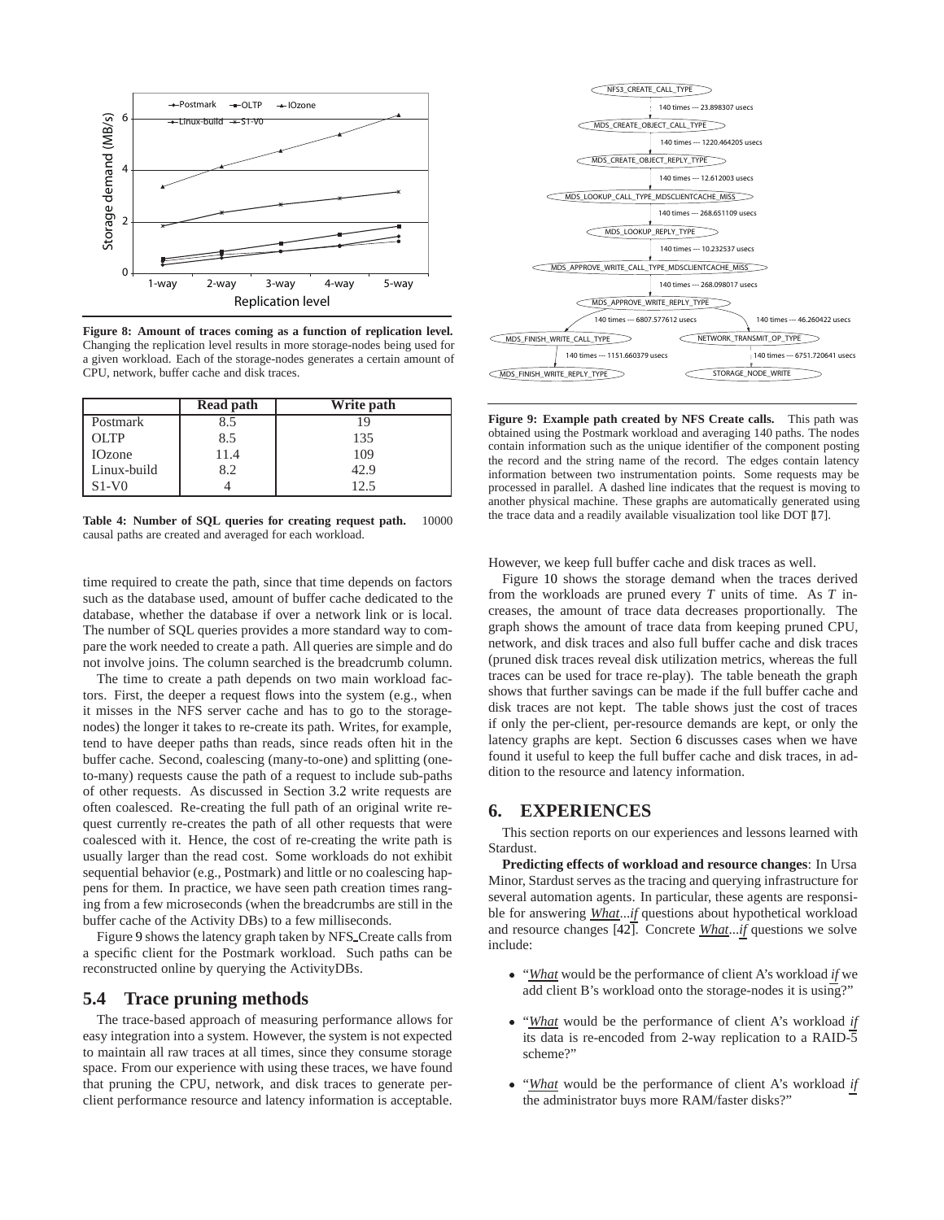**Figure 8: Amount of traces coming as a function of replication level.** Changing the replication level results in more storage-nodes being used for a given workload. Each of the storage-nodes generates a certain amount of CPU, network, buffer cache and disk traces.

| | Read path | Write path |
|---|---|---|
| Postmark | 8.5 | 19 |
| OLTP | 8.5 | 135 |
| IOzone | 11.4 | 109 |
| Linux-build | 8.2 | 42.9 |
| S1-V0 | 4 | 12.5 |

**Table 4: Number of SQL queries for creating request path.** 10000 causal paths are created and averaged for each workload.

time required to create the path, since that time depends on factors such as the database used, amount of buffer cache dedicated to the database, whether the database if over a network link or is local. The number of SQL queries provides a more standard way to compare the work needed to create a path. All queries are simple and do not involve joins. The column searched is the breadcrumb column.

The time to create a path depends on two main workload factors. First, the deeper a request flows into the system (e.g., when it misses in the NFS server cache and has to go to the storage-nodes) the longer it takes to re-create its path. Writes, for example, tend to have deeper paths than reads, since reads often hit in the buffer cache. Second, coalescing (many-to-one) and splitting (one-to-many) requests cause the path of a request to include sub-paths of other requests. As discussed in Section 3.2 write requests are often coalesced. Re-creating the full path of an original write request currently re-creates the path of all other requests that were coalesced with it. Hence, the cost of re-creating the write path is usually larger than the read cost. Some workloads do not exhibit sequential behavior (e.g., Postmark) and little or no coalescing happens for them. In practice, we have seen path creation times ranging from a few microseconds (when the breadcrumbs are still in the buffer cache of the Activity DBs) to a few milliseconds.

Figure 9 shows the latency graph taken by NFS_Create calls from a specific client for the Postmark workload. Such paths can be reconstructed online by querying the ActivityDBs.

## 5.4 Trace pruning methods

The trace-based approach of measuring performance allows for easy integration into a system. However, the system is not expected to maintain all raw traces at all times, since they consume storage space. From our experience with using these traces, we have found that pruning the CPU, network, and disk traces to generate per-client performance resource and latency information is acceptable.

**Figure 9: Example path created by NFS Create calls.** This path was obtained using the Postmark workload and averaging 140 paths. The nodes contain information such as the unique identifier of the component posting the record and the string name of the record. The edges contain latency information between two instrumentation points. Some requests may be processed in parallel. A dashed line indicates that the request is moving to another physical machine. These graphs are automatically generated using the trace data and a readily available visualization tool like DOT [17].

However, we keep full buffer cache and disk traces as well.

Figure 10 shows the storage demand when the traces derived from the workloads are pruned every $T$ units of time. As $T$ increases, the amount of trace data decreases proportionally. The graph shows the amount of trace data from keeping pruned CPU, network, and disk traces and also full buffer cache and disk traces (pruned disk traces reveal disk utilization metrics, whereas the full traces can be used for trace re-play). The table beneath the graph shows that further savings can be made if the full buffer cache and disk traces are not kept. The table shows just the cost of traces if only the per-client, per-resource demands are kept, or only the latency graphs are kept. Section 6 discusses cases when we have found it useful to keep the full buffer cache and disk traces, in addition to the resource and latency information.

# 6. EXPERIENCES

This section reports on our experiences and lessons learned with Stardust.

**Predicting effects of workload and resource changes**: In Ursa Minor, Stardust serves as the tracing and querying infrastructure for several automation agents. In particular, these agents are responsible for answering *What...if* questions about hypothetical workload and resource changes [42]. Concrete *What...if* questions we solve include:

- "*What* would be the performance of client A's workload *if* we add client B's workload onto the storage-nodes it is using?"
- "*What* would be the performance of client A's workload *if* its data is re-encoded from 2-way replication to a RAID-5 scheme?"
- "*What* would be the performance of client A's workload *if* the administrator buys more RAM/faster disks?"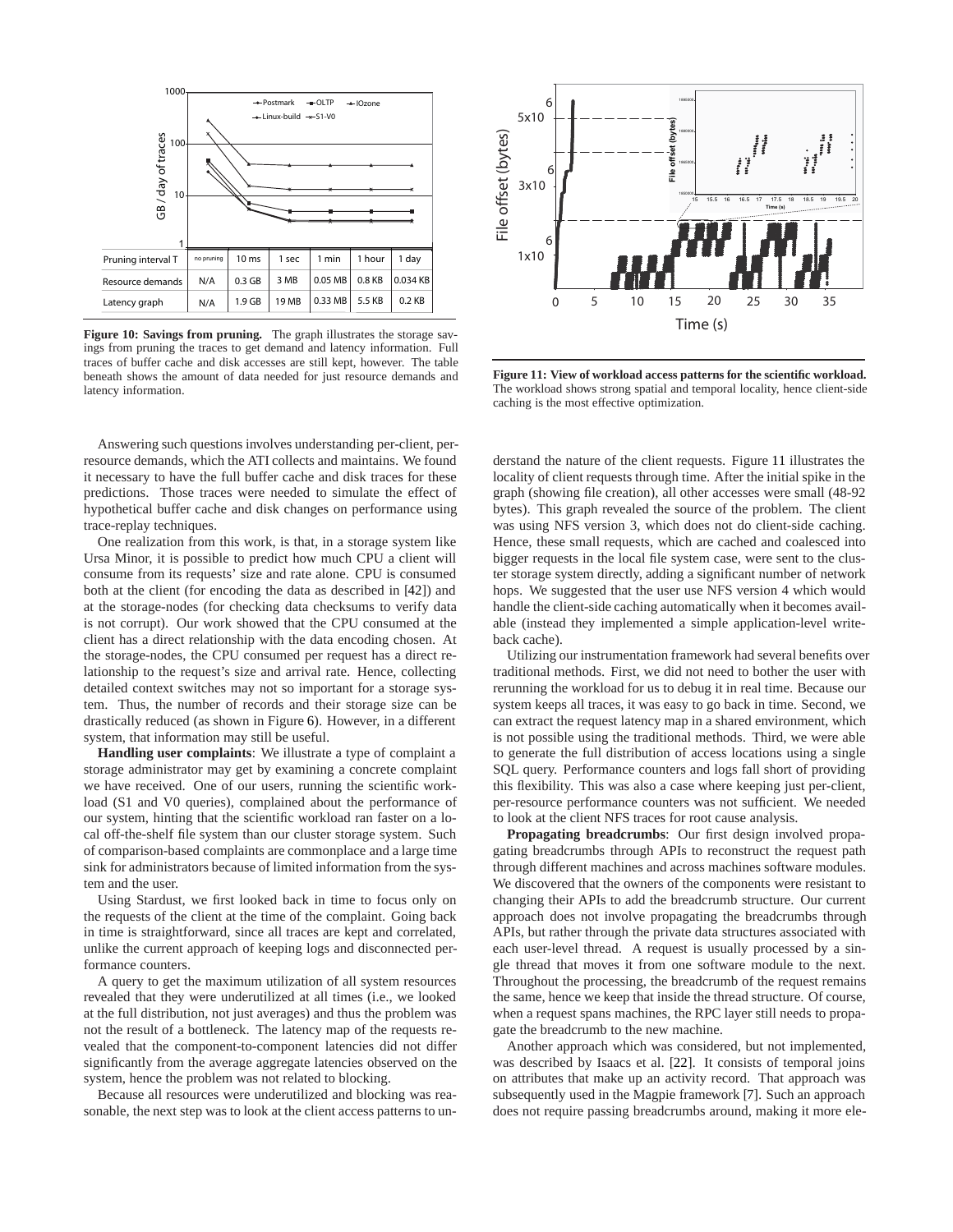| Pruning interval T | no pruning | 10 ms | 1 sec | 1 min | 1 hour | 1 day |
|---|---|---|---|---|---|---|
| Resource demands | N/A | 0.3 GB | 3 MB | 0.05 MB | 0.8 KB | 0.034 KB |
| Latency graph | N/A | 1.9 GB | 19 MB | 0.33 MB | 5.5 KB | 0.2 KB |

**Figure 10: Savings from pruning.** The graph illustrates the storage savings from pruning the traces to get demand and latency information. Full traces of buffer cache and disk accesses are still kept, however. The table beneath shows the amount of data needed for just resource demands and latency information.

**Figure 11: View of workload access patterns for the scientific workload.** The workload shows strong spatial and temporal locality, hence client-side caching is the most effective optimization.

Answering such questions involves understanding per-client, per-resource demands, which the ATI collects and maintains. We found it necessary to have the full buffer cache and disk traces for these predictions. Those traces were needed to simulate the effect of hypothetical buffer cache and disk changes on performance using trace-replay techniques.

One realization from this work, is that, in a storage system like Ursa Minor, it is possible to predict how much CPU a client will consume from its requests' size and rate alone. CPU is consumed both at the client (for encoding the data as described in [42]) and at the storage-nodes (for checking data checksums to verify data is not corrupt). Our work showed that the CPU consumed at the client has a direct relationship with the data encoding chosen. At the storage-nodes, the CPU consumed per request has a direct relationship to the request's size and arrival rate. Hence, collecting detailed context switches may not so important for a storage system. Thus, the number of records and their storage size can be drastically reduced (as shown in Figure 6). However, in a different system, that information may still be useful.

**Handling user complaints**: We illustrate a type of complaint a storage administrator may get by examining a concrete complaint we have received. One of our users, running the scientific workload (S1 and V0 queries), complained about the performance of our system, hinting that the scientific workload ran faster on a local off-the-shelf file system than our cluster storage system. Such of comparison-based complaints are commonplace and a large time sink for administrators because of limited information from the system and the user.

Using Stardust, we first looked back in time to focus only on the requests of the client at the time of the complaint. Going back in time is straightforward, since all traces are kept and correlated, unlike the current approach of keeping logs and disconnected performance counters.

A query to get the maximum utilization of all system resources revealed that they were underutilized at all times (i.e., we looked at the full distribution, not just averages) and thus the problem was not the result of a bottleneck. The latency map of the requests revealed that the component-to-component latencies did not differ significantly from the average aggregate latencies observed on the system, hence the problem was not related to blocking.

Because all resources were underutilized and blocking was reasonable, the next step was to look at the client access patterns to understand the nature of the client requests. Figure 11 illustrates the locality of client requests through time. After the initial spike in the graph (showing file creation), all other accesses were small (48-92 bytes). This graph revealed the source of the problem. The client was using NFS version 3, which does not do client-side caching. Hence, these small requests, which are cached and coalesced into bigger requests in the local file system case, were sent to the cluster storage system directly, adding a significant number of network hops. We suggested that the user use NFS version 4 which would handle the client-side caching automatically when it becomes available (instead they implemented a simple application-level write-back cache).

Utilizing our instrumentation framework had several benefits over traditional methods. First, we did not need to bother the user with rerunning the workload for us to debug it in real time. Because our system keeps all traces, it was easy to go back in time. Second, we can extract the request latency map in a shared environment, which is not possible using the traditional methods. Third, we were able to generate the full distribution of access locations using a single SQL query. Performance counters and logs fall short of providing this flexibility. This was also a case where keeping just per-client, per-resource performance counters was not sufficient. We needed to look at the client NFS traces for root cause analysis.

**Propagating breadcrumbs**: Our first design involved propagating breadcrumbs through APIs to reconstruct the request path through different machines and across machines software modules. We discovered that the owners of the components were resistant to changing their APIs to add the breadcrumb structure. Our current approach does not involve propagating the breadcrumbs through APIs, but rather through the private data structures associated with each user-level thread. A request is usually processed by a single thread that moves it from one software module to the next. Throughout the processing, the breadcrumb of the request remains the same, hence we keep that inside the thread structure. Of course, when a request spans machines, the RPC layer still needs to propagate the breadcrumb to the new machine.

Another approach which was considered, but not implemented, was described by Isaacs et al. [22]. It consists of temporal joins on attributes that make up an activity record. That approach was subsequently used in the Magpie framework [7]. Such an approach does not require passing breadcrumbs around, making it more ele-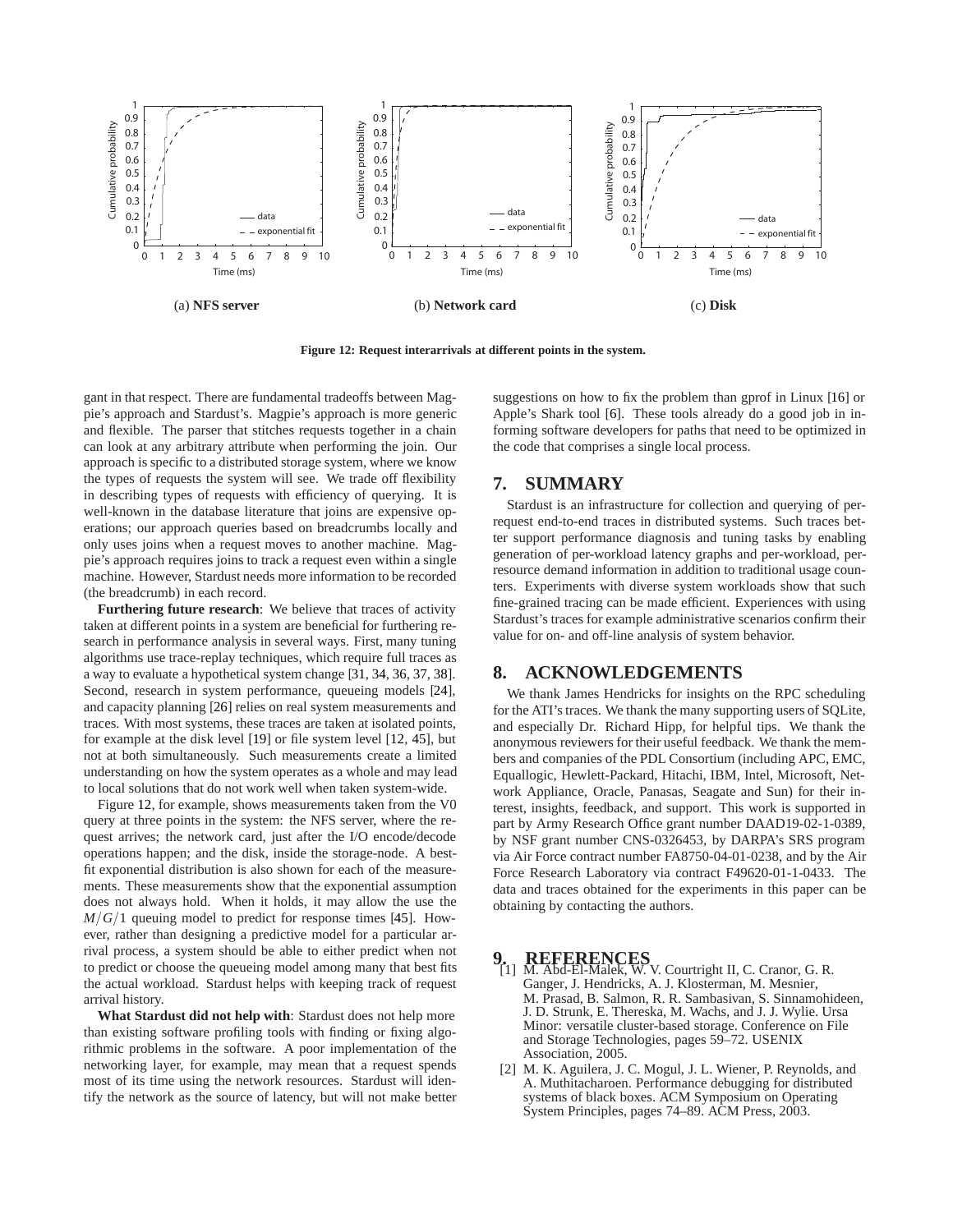(a) **NFS server**

(b) **Network card**

(c) **Disk**

**Figure 12: Request interarrivals at different points in the system.**

gant in that respect. There are fundamental tradeoffs between Magpie's approach and Stardust's. Magpie's approach is more generic and flexible. The parser that stitches requests together in a chain can look at any arbitrary attribute when performing the join. Our approach is specific to a distributed storage system, where we know the types of requests the system will see. We trade off flexibility in describing types of requests with efficiency of querying. It is well-known in the database literature that joins are expensive operations; our approach queries based on breadcrumbs locally and only uses joins when a request moves to another machine. Magpie's approach requires joins to track a request even within a single machine. However, Stardust needs more information to be recorded (the breadcrumb) in each record.

**Furthering future research**: We believe that traces of activity taken at different points in a system are beneficial for furthering research in performance analysis in several ways. First, many tuning algorithms use trace-replay techniques, which require full traces as a way to evaluate a hypothetical system change [31, 34, 36, 37, 38]. Second, research in system performance, queueing models [24], and capacity planning [26] relies on real system measurements and traces. With most systems, these traces are taken at isolated points, for example at the disk level [19] or file system level [12, 45], but not at both simultaneously. Such measurements create a limited understanding on how the system operates as a whole and may lead to local solutions that do not work well when taken system-wide.

Figure 12, for example, shows measurements taken from the V0 query at three points in the system: the NFS server, where the request arrives; the network card, just after the I/O encode/decode operations happen; and the disk, inside the storage-node. A best-fit exponential distribution is also shown for each of the measurements. These measurements show that the exponential assumption does not always hold. When it holds, it may allow the use the $M/G/1$ queuing model to predict for response times [45]. However, rather than designing a predictive model for a particular arrival process, a system should be able to either predict when not to predict or choose the queueing model among many that best fits the actual workload. Stardust helps with keeping track of request arrival history.

**What Stardust did not help with**: Stardust does not help more than existing software profiling tools with finding or fixing algorithmic problems in the software. A poor implementation of the networking layer, for example, may mean that a request spends most of its time using the network resources. Stardust will identify the network as the source of latency, but will not make better suggestions on how to fix the problem than gprof in Linux [16] or Apple's Shark tool [6]. These tools already do a good job in informing software developers for paths that need to be optimized in the code that comprises a single local process.

## 7. SUMMARY

Stardust is an infrastructure for collection and querying of per-request end-to-end traces in distributed systems. Such traces better support performance diagnosis and tuning tasks by enabling generation of per-workload latency graphs and per-workload, per-resource demand information in addition to traditional usage counters. Experiments with diverse system workloads show that such fine-grained tracing can be made efficient. Experiences with using Stardust's traces for example administrative scenarios confirm their value for on- and off-line analysis of system behavior.

## 8. ACKNOWLEDGEMENTS

We thank James Hendricks for insights on the RPC scheduling for the ATI's traces. We thank the many supporting users of SQLite, and especially Dr. Richard Hipp, for helpful tips. We thank the anonymous reviewers for their useful feedback. We thank the members and companies of the PDL Consortium (including APC, EMC, Equallogic, Hewlett-Packard, Hitachi, IBM, Intel, Microsoft, Network Appliance, Oracle, Panasas, Seagate and Sun) for their interest, insights, feedback, and support. This work is supported in part by Army Research Office grant number DAAD19-02-1-0389, by NSF grant number CNS-0326453, by DARPA's SRS program via Air Force contract number FA8750-04-01-0238, and by the Air Force Research Laboratory via contract F49620-01-1-0433. The data and traces obtained for the experiments in this paper can be obtaining by contacting the authors.

## 9. REFERENCES

[1] M. Abd-El-Malek, W. V. Courtright II, C. Cranor, G. R. Ganger, J. Hendricks, A. J. Klosterman, M. Mesnier, M. Prasad, B. Salmon, R. R. Sambasivan, S. Sinnamohideen, J. D. Strunk, E. Thereska, M. Wachs, and J. J. Wylie. Ursa Minor: versatile cluster-based storage. Conference on File and Storage Technologies, pages 59–72. USENIX Association, 2005.

[2] M. K. Aguilera, J. C. Mogul, J. L. Wiener, P. Reynolds, and A. Muthitacharoen. Performance debugging for distributed systems of black boxes. ACM Symposium on Operating System Principles, pages 74–89. ACM Press, 2003.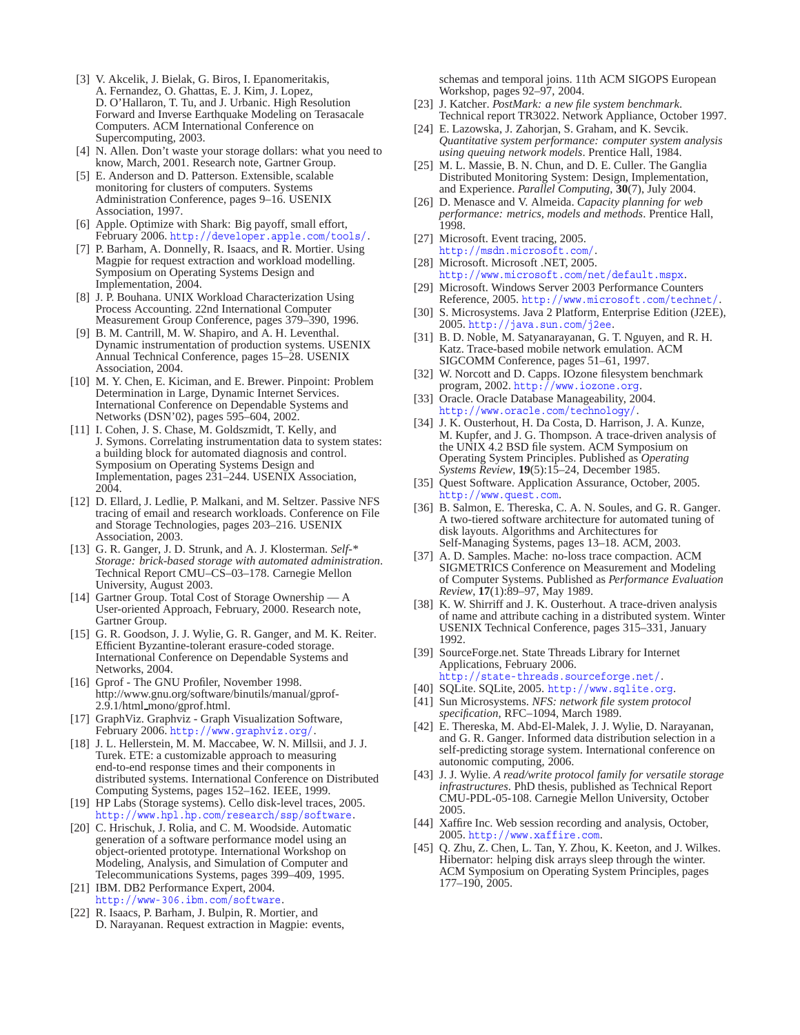[3] V. Akcelik, J. Bielak, G. Biros, I. Epanomeritakis, A. Fernandez, O. Ghattas, E. J. Kim, J. Lopez, D. O'Hallaron, T. Tu, and J. Urbanic. High Resolution Forward and Inverse Earthquake Modeling on Terasacale Computers. ACM International Conference on Supercomputing, 2003.

[4] N. Allen. Don't waste your storage dollars: what you need to know, March, 2001. Research note, Gartner Group.

[5] E. Anderson and D. Patterson. Extensible, scalable monitoring for clusters of computers. Systems Administration Conference, pages 9–16. USENIX Association, 1997.

[6] Apple. Optimize with Shark: Big payoff, small effort, February 2006. http://developer.apple.com/tools/.

[7] P. Barham, A. Donnelly, R. Isaacs, and R. Mortier. Using Magpie for request extraction and workload modelling. Symposium on Operating Systems Design and Implementation, 2004.

[8] J. P. Bouhana. UNIX Workload Characterization Using Process Accounting. 22nd International Computer Measurement Group Conference, pages 379–390, 1996.

[9] B. M. Cantrill, M. W. Shapiro, and A. H. Leventhal. Dynamic instrumentation of production systems. USENIX Annual Technical Conference, pages 15–28. USENIX Association, 2004.

[10] M. Y. Chen, E. Kiciman, and E. Brewer. Pinpoint: Problem Determination in Large, Dynamic Internet Services. International Conference on Dependable Systems and Networks (DSN'02), pages 595–604, 2002.

[11] I. Cohen, J. S. Chase, M. Goldszmidt, T. Kelly, and J. Symons. Correlating instrumentation data to system states: a building block for automated diagnosis and control. Symposium on Operating Systems Design and Implementation, pages 231–244. USENIX Association, 2004.

[12] D. Ellard, J. Ledlie, P. Malkani, and M. Seltzer. Passive NFS tracing of email and research workloads. Conference on File and Storage Technologies, pages 203–216. USENIX Association, 2003.

[13] G. R. Ganger, J. D. Strunk, and A. J. Klosterman. *Self-* Storage: brick-based storage with automated administration*. Technical Report CMU–CS–03–178. Carnegie Mellon University, August 2003.

[14] Gartner Group. Total Cost of Storage Ownership — A User-oriented Approach, February, 2000. Research note, Gartner Group.

[15] G. R. Goodson, J. J. Wylie, G. R. Ganger, and M. K. Reiter. Efficient Byzantine-tolerant erasure-coded storage. International Conference on Dependable Systems and Networks, 2004.

[16] Gprof - The GNU Profiler, November 1998. http://www.gnu.org/software/binutils/manual/gprof-2.9.1/html_mono/gprof.html.

[17] GraphViz. Graphviz - Graph Visualization Software, February 2006. http://www.graphviz.org/.

[18] J. L. Hellerstein, M. M. Maccabee, W. N. Millsii, and J. J. Turek. ETE: a customizable approach to measuring end-to-end response times and their components in distributed systems. International Conference on Distributed Computing Systems, pages 152–162. IEEE, 1999.

[19] HP Labs (Storage systems). Cello disk-level traces, 2005. http://www.hpl.hp.com/research/ssp/software.

[20] C. Hrischuk, J. Rolia, and C. M. Woodside. Automatic generation of a software performance model using an object-oriented prototype. International Workshop on Modeling, Analysis, and Simulation of Computer and Telecommunications Systems, pages 399–409, 1995.

[21] IBM. DB2 Performance Expert, 2004. http://www-306.ibm.com/software.

[22] R. Isaacs, P. Barham, J. Bulpin, R. Mortier, and D. Narayanan. Request extraction in Magpie: events, schemas and temporal joins. 11th ACM SIGOPS European Workshop, pages 92–97, 2004.

[23] J. Katcher. *PostMark: a new file system benchmark*. Technical report TR3022. Network Appliance, October 1997.

[24] E. Lazowska, J. Zahorjan, S. Graham, and K. Sevcik. *Quantitative system performance: computer system analysis using queuing network models*. Prentice Hall, 1984.

[25] M. L. Massie, B. N. Chun, and D. E. Culler. The Ganglia Distributed Monitoring System: Design, Implementation, and Experience. *Parallel Computing*, **30**(7), July 2004.

[26] D. Menasce and V. Almeida. *Capacity planning for web performance: metrics, models and methods*. Prentice Hall, 1998.

[27] Microsoft. Event tracing, 2005. http://msdn.microsoft.com/.

[28] Microsoft. Microsoft .NET, 2005. http://www.microsoft.com/net/default.mspx.

[29] Microsoft. Windows Server 2003 Performance Counters Reference, 2005. http://www.microsoft.com/technet/.

[30] S. Microsystems. Java 2 Platform, Enterprise Edition (J2EE), 2005. http://java.sun.com/j2ee.

[31] B. D. Noble, M. Satyanarayanan, G. T. Nguyen, and R. H. Katz. Trace-based mobile network emulation. ACM SIGCOMM Conference, pages 51–61, 1997.

[32] W. Norcott and D. Capps. IOzone filesystem benchmark program, 2002. http://www.iozone.org.

[33] Oracle. Oracle Database Manageability, 2004. http://www.oracle.com/technology/.

[34] J. K. Ousterhout, H. Da Costa, D. Harrison, J. A. Kunze, M. Kupfer, and J. G. Thompson. A trace-driven analysis of the UNIX 4.2 BSD file system. ACM Symposium on Operating System Principles. Published as *Operating Systems Review*, **19**(5):15–24, December 1985.

[35] Quest Software. Application Assurance, October, 2005. http://www.quest.com.

[36] B. Salmon, E. Thereska, C. A. N. Soules, and G. R. Ganger. A two-tiered software architecture for automated tuning of disk layouts. Algorithms and Architectures for Self-Managing Systems, pages 13–18. ACM, 2003.

[37] A. D. Samples. Mache: no-loss trace compaction. ACM SIGMETRICS Conference on Measurement and Modeling of Computer Systems. Published as *Performance Evaluation Review*, **17**(1):89–97, May 1989.

[38] K. W. Shirriff and J. K. Ousterhout. A trace-driven analysis of name and attribute caching in a distributed system. Winter USENIX Technical Conference, pages 315–331, January 1992.

[39] SourceForge.net. State Threads Library for Internet Applications, February 2006. http://state-threads.sourceforge.net/.

[40] SQLite. SQLite, 2005. http://www.sqlite.org.

[41] Sun Microsystems. *NFS: network file system protocol specification*, RFC–1094, March 1989.

[42] E. Thereska, M. Abd-El-Malek, J. J. Wylie, D. Narayanan, and G. R. Ganger. Informed data distribution selection in a self-predicting storage system. International conference on autonomic computing, 2006.

[43] J. J. Wylie. *A read/write protocol family for versatile storage infrastructures*. PhD thesis, published as Technical Report CMU-PDL-05-108. Carnegie Mellon University, October 2005.

[44] Xaffire Inc. Web session recording and analysis, October, 2005. http://www.xaffire.com.

[45] Q. Zhu, Z. Chen, L. Tan, Y. Zhou, K. Keeton, and J. Wilkes. Hibernator: helping disk arrays sleep through the winter. ACM Symposium on Operating System Principles, pages 177–190, 2005.